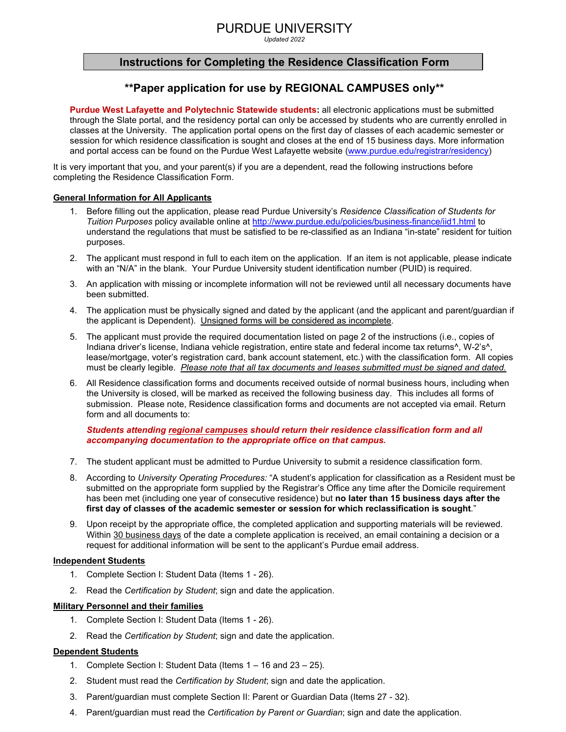# PURDUE UNIVERSITY

*Updated 2022*

## Instructions for Completing the Residence Classification Form

### **Paper application for use by REGIONAL CAMPUSES only**

**Purdue West Lafayette and Polytechnic Statewide students:** all electronic applications must be submitted through the Slate portal, and the residency portal can only be accessed by students who are currently enrolled in classes at the University. The application portal opens on the first day of classes of each academic semester or session for which residence classification is sought and closes at the end of 15 business days. More information and portal access can be found on the Purdue West Lafayette website (www.purdue.edu/registrar/residency)

It is very important that you, and your parent(s) if you are a dependent, read the following instructions before completing the Residence Classification Form.

**General Information for All Applicants**

1. Before filling out the application, please read Purdue University's *Residence Classification of Students for Tuition Purposes* policy available online at http://www.purdue.edu/policies/business-finance/iid1.html to understand the regulations that must be satisfied to be re-classified as an Indiana "in-state" resident for tuition purposes.
2. The applicant must respond in full to each item on the application. If an item is not applicable, please indicate with an "N/A" in the blank. Your Purdue University student identification number (PUID) is required.
3. An application with missing or incomplete information will not be reviewed until all necessary documents have been submitted.
4. The application must be physically signed and dated by the applicant (and the applicant and parent/guardian if the applicant is Dependent). Unsigned forms will be considered as incomplete.
5. The applicant must provide the required documentation listed on page 2 of the instructions (i.e., copies of Indiana driver's license, Indiana vehicle registration, entire state and federal income tax returns^, W-2's^, lease/mortgage, voter's registration card, bank account statement, etc.) with the classification form. All copies must be clearly legible. *Please note that all tax documents and leases submitted must be signed and dated.*
6. All Residence classification forms and documents received outside of normal business hours, including when the University is closed, will be marked as received the following business day. This includes all forms of submission. Please note, Residence classification forms and documents are not accepted via email. Return form and all documents to:

   ***Students attending regional campuses should return their residence classification form and all accompanying documentation to the appropriate office on that campus.***

7. The student applicant must be admitted to Purdue University to submit a residence classification form.
8. According to *University Operating Procedures:* "A student's application for classification as a Resident must be submitted on the appropriate form supplied by the Registrar's Office any time after the Domicile requirement has been met (including one year of consecutive residence) but **no later than 15 business days after the first day of classes of the academic semester or session for which reclassification is sought**."
9. Upon receipt by the appropriate office, the completed application and supporting materials will be reviewed. Within 30 business days of the date a complete application is received, an email containing a decision or a request for additional information will be sent to the applicant's Purdue email address.

**Independent Students**

1. Complete Section I: Student Data (Items 1 - 26).
2. Read the *Certification by Student*; sign and date the application.

**Military Personnel and their families**

1. Complete Section I: Student Data (Items 1 - 26).
2. Read the *Certification by Student*; sign and date the application.

**Dependent Students**

1. Complete Section I: Student Data (Items 1 – 16 and 23 – 25).
2. Student must read the *Certification by Student*; sign and date the application.
3. Parent/guardian must complete Section II: Parent or Guardian Data (Items 27 - 32).
4. Parent/guardian must read the *Certification by Parent or Guardian*; sign and date the application.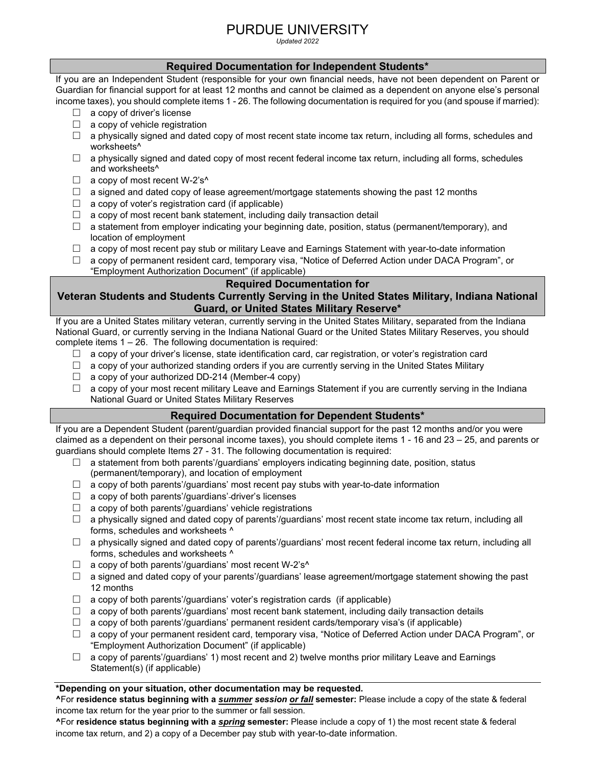# PURDUE UNIVERSITY

*Updated 2022*

## Required Documentation for Independent Students*

If you are an Independent Student (responsible for your own financial needs, have not been dependent on Parent or Guardian for financial support for at least 12 months and cannot be claimed as a dependent on anyone else's personal income taxes), you should complete items 1 - 26. The following documentation is required for you (and spouse if married):

- ☐ a copy of driver's license
- ☐ a copy of vehicle registration
- ☐ a physically signed and dated copy of most recent state income tax return, including all forms, schedules and worksheets^
- ☐ a physically signed and dated copy of most recent federal income tax return, including all forms, schedules and worksheets^
- ☐ a copy of most recent W-2's^
- ☐ a signed and dated copy of lease agreement/mortgage statements showing the past 12 months
- ☐ a copy of voter's registration card (if applicable)
- ☐ a copy of most recent bank statement, including daily transaction detail
- ☐ a statement from employer indicating your beginning date, position, status (permanent/temporary), and location of employment
- ☐ a copy of most recent pay stub or military Leave and Earnings Statement with year-to-date information
- ☐ a copy of permanent resident card, temporary visa, "Notice of Deferred Action under DACA Program", or "Employment Authorization Document" (if applicable)

## Required Documentation for Veteran Students and Students Currently Serving in the United States Military, Indiana National Guard, or United States Military Reserve*

If you are a United States military veteran, currently serving in the United States Military, separated from the Indiana National Guard, or currently serving in the Indiana National Guard or the United States Military Reserves, you should complete items 1 – 26. The following documentation is required:

- ☐ a copy of your driver's license, state identification card, car registration, or voter's registration card
- ☐ a copy of your authorized standing orders if you are currently serving in the United States Military
- ☐ a copy of your authorized DD-214 (Member-4 copy)
- ☐ a copy of your most recent military Leave and Earnings Statement if you are currently serving in the Indiana National Guard or United States Military Reserves

## Required Documentation for Dependent Students*

If you are a Dependent Student (parent/guardian provided financial support for the past 12 months and/or you were claimed as a dependent on their personal income taxes), you should complete items 1 - 16 and 23 – 25, and parents or guardians should complete Items 27 - 31. The following documentation is required:

- ☐ a statement from both parents'/guardians' employers indicating beginning date, position, status (permanent/temporary), and location of employment
- ☐ a copy of both parents'/guardians' most recent pay stubs with year-to-date information
- ☐ a copy of both parents'/guardians' driver's licenses
- ☐ a copy of both parents'/guardians' vehicle registrations
- ☐ a physically signed and dated copy of parents'/guardians' most recent state income tax return, including all forms, schedules and worksheets ^
- ☐ a physically signed and dated copy of parents'/guardians' most recent federal income tax return, including all forms, schedules and worksheets ^
- ☐ a copy of both parents'/guardians' most recent W-2's^
- ☐ a signed and dated copy of your parents'/guardians' lease agreement/mortgage statement showing the past 12 months
- ☐ a copy of both parents'/guardians' voter's registration cards (if applicable)
- ☐ a copy of both parents'/guardians' most recent bank statement, including daily transaction details
- ☐ a copy of both parents'/guardians' permanent resident cards/temporary visa's (if applicable)
- ☐ a copy of your permanent resident card, temporary visa, "Notice of Deferred Action under DACA Program", or "Employment Authorization Document" (if applicable)
- ☐ a copy of parents'/guardians' 1) most recent and 2) twelve months prior military Leave and Earnings Statement(s) (if applicable)

**\*Depending on your situation, other documentation may be requested.**

**^**For **residence status beginning with a *summer* *session or fall* semester:** Please include a copy of the state & federal income tax return for the year prior to the summer or fall session.

**^**For **residence status beginning with a *spring* semester:** Please include a copy of 1) the most recent state & federal income tax return, and 2) a copy of a December pay stub with year-to-date information.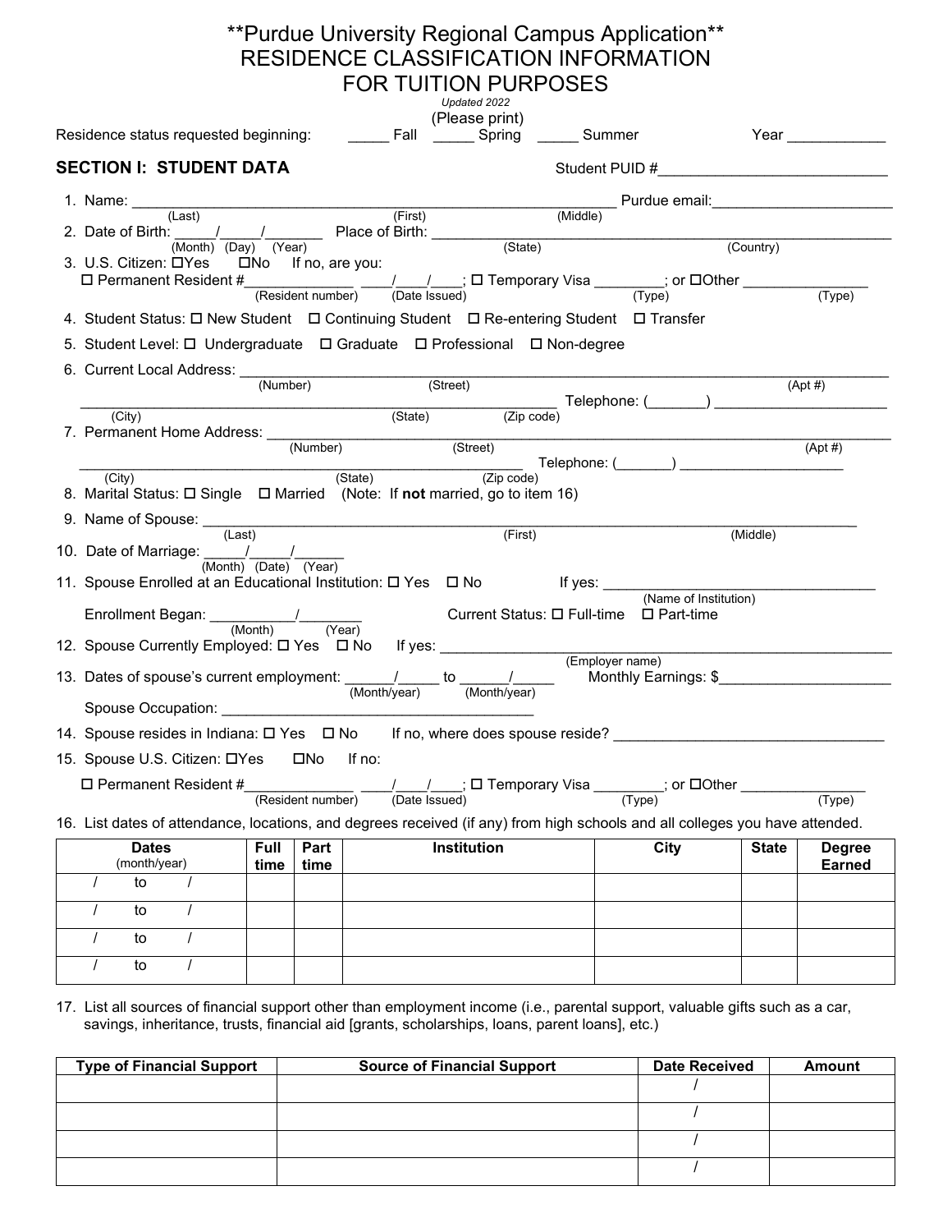# **Purdue University Regional Campus Application**

# RESIDENCE CLASSIFICATION INFORMATION FOR TUITION PURPOSES

*Updated 2022*

(Please print)

Residence status requested beginning: _____ Fall _____ Spring _____ Summer Year ____________

## SECTION I: STUDENT DATA

Student PUID #____________________________

1. Name: ____________________________________________ Purdue email:______________________
   (Last) (First) (Middle)
2. Date of Birth: _____/_____/_______ Place of Birth: ____________________________________________
   (Month) (Day) (Year) (State) (Country)
3. U.S. Citizen: ☐Yes ☐No If no, are you:
   ☐ Permanent Resident #_____________ ____/____/____; ☐ Temporary Visa ________; or ☐Other _______________
   (Resident number) (Date Issued) (Type) (Type)
4. Student Status: ☐ New Student ☐ Continuing Student ☐ Re-entering Student ☐ Transfer
5. Student Level: ☐ Undergraduate ☐ Graduate ☐ Professional ☐ Non-degree
6. Current Local Address: ____________________________________________
   (Number) (Street) (Apt #)
   ____________________________________________ Telephone: (_______) ______________________
   (City) (State) (Zip code)
7. Permanent Home Address: ____________________________________________
   (Number) (Street) (Apt #)
   ____________________________________________ Telephone: (_______) ____________________
   (City) (State) (Zip code)
8. Marital Status: ☐ Single ☐ Married (Note: If **not** married, go to item 16)
9. Name of Spouse: ____________________________________________
   (Last) (First) (Middle)
10. Date of Marriage: _____/_____/______
    (Month) (Date) (Year)
11. Spouse Enrolled at an Educational Institution: ☐ Yes ☐ No If yes: _________________________________
    (Name of Institution)
    Enrollment Began: __________/________ Current Status: ☐ Full-time ☐ Part-time
    (Month) (Year)
12. Spouse Currently Employed: ☐ Yes ☐ No If yes: ____________________________________________
    (Employer name)
13. Dates of spouse's current employment: ______/_____ to ______/_____ Monthly Earnings: $_____________________
    (Month/year) (Month/year)
    Spouse Occupation: _____________________________________
14. Spouse resides in Indiana: ☐ Yes ☐ No If no, where does spouse reside? _________________________________
15. Spouse U.S. Citizen: ☐Yes ☐No If no:
    ☐ Permanent Resident #_____________ ____/____/____; ☐ Temporary Visa ________; or ☐Other _______________
    (Resident number) (Date Issued) (Type) (Type)
16. List dates of attendance, locations, and degrees received (if any) from high schools and all colleges you have attended.

| Dates (month/year) | Full time | Part time | Institution | City | State | Degree Earned |
|---|---|---|---|---|---|---|
| / to / | | | | | | |
| / to / | | | | | | |
| / to / | | | | | | |
| / to / | | | | | | |

17. List all sources of financial support other than employment income (i.e., parental support, valuable gifts such as a car, savings, inheritance, trusts, financial aid [grants, scholarships, loans, parent loans], etc.)

| Type of Financial Support | Source of Financial Support | Date Received | Amount |
|---|---|---|---|
| | | / | |
| | | / | |
| | | / | |
| | | / | |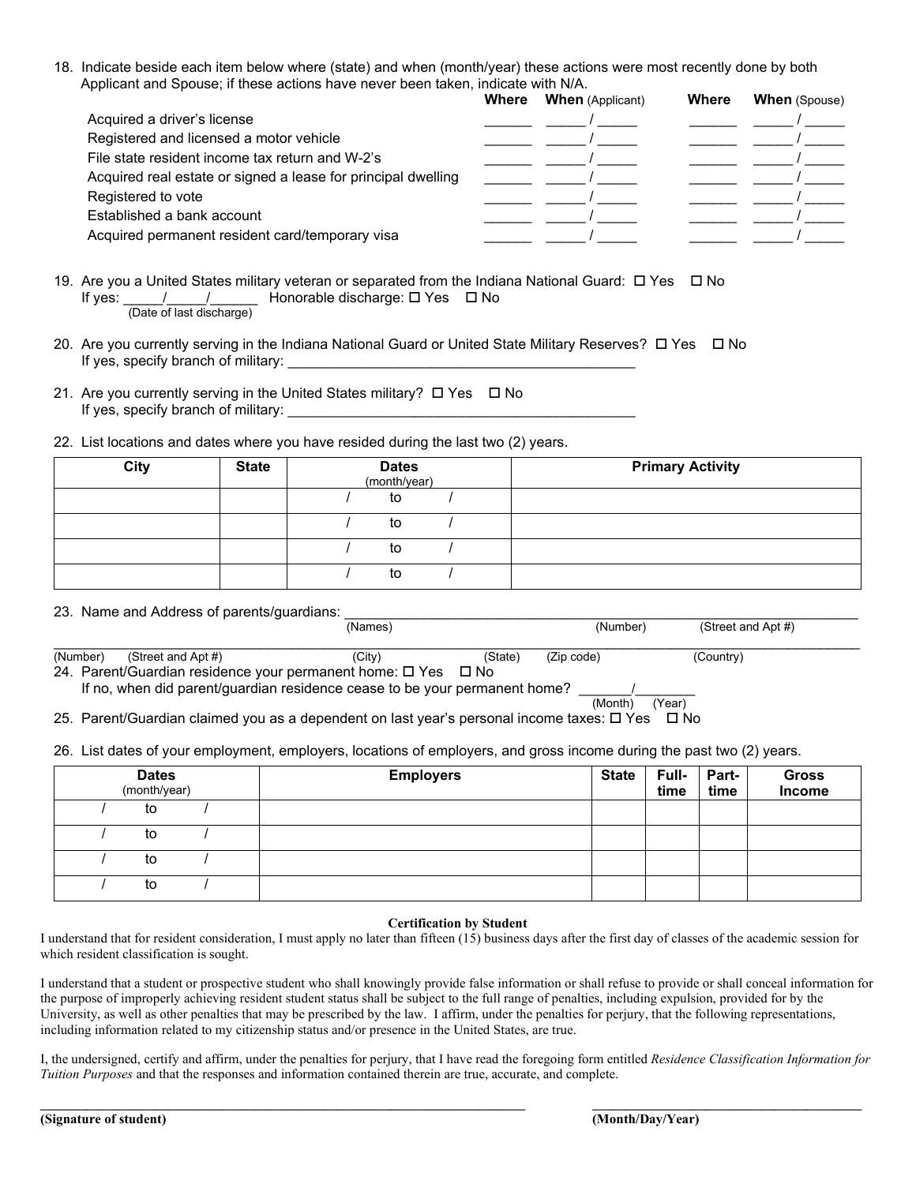18. Indicate beside each item below where (state) and when (month/year) these actions were most recently done by both Applicant and Spouse; if these actions have never been taken, indicate with N/A.

| | Where | When (Applicant) | Where | When (Spouse) |
|---|---|---|---|---|
| Acquired a driver's license | ______ | _____ / _____ | ______ | _____ / _____ |
| Registered and licensed a motor vehicle | ______ | _____ / _____ | ______ | _____ / _____ |
| File state resident income tax return and W-2's | ______ | _____ / _____ | ______ | _____ / _____ |
| Acquired real estate or signed a lease for principal dwelling | ______ | _____ / _____ | ______ | _____ / _____ |
| Registered to vote | ______ | _____ / _____ | ______ | _____ / _____ |
| Established a bank account | ______ | _____ / _____ | ______ | _____ / _____ |
| Acquired permanent resident card/temporary visa | ______ | _____ / _____ | ______ | _____ / _____ |

19. Are you a United States military veteran or separated from the Indiana National Guard: ☐ Yes ☐ No
    If yes: _____/_____/______ (Date of last discharge) Honorable discharge: ☐ Yes ☐ No

20. Are you currently serving in the Indiana National Guard or United State Military Reserves? ☐ Yes ☐ No
    If yes, specify branch of military: ____________________________________________

21. Are you currently serving in the United States military? ☐ Yes ☐ No
    If yes, specify branch of military: ____________________________________________

22. List locations and dates where you have resided during the last two (2) years.

| City | State | Dates (month/year) | Primary Activity |
|---|---|---|---|
| | | / to / | |
| | | / to / | |
| | | / to / | |
| | | / to / | |

23. Name and Address of parents/guardians: ______________________________________________
    (Names) (Number) (Street and Apt #)

______________________________________________________________________________
(Number) (Street and Apt #) (City) (State) (Zip code) (Country)

24. Parent/Guardian residence your permanent home: ☐ Yes ☐ No
    If no, when did parent/guardian residence cease to be your permanent home? _______/________ (Month) (Year)

25. Parent/Guardian claimed you as a dependent on last year's personal income taxes: ☐ Yes ☐ No

26. List dates of your employment, employers, locations of employers, and gross income during the past two (2) years.

| Dates (month/year) | Employers | State | Full-time | Part-time | Gross Income |
|---|---|---|---|---|---|
| / to / | | | | | |
| / to / | | | | | |
| / to / | | | | | |
| / to / | | | | | |

**Certification by Student**

I understand that for resident consideration, I must apply no later than fifteen (15) business days after the first day of classes of the academic session for which resident classification is sought.

I understand that a student or prospective student who shall knowingly provide false information or shall refuse to provide or shall conceal information for the purpose of improperly achieving resident student status shall be subject to the full range of penalties, including expulsion, provided for by the University, as well as other penalties that may be prescribed by the law. I affirm, under the penalties for perjury, that the following representations, including information related to my citizenship status and/or presence in the United States, are true.

I, the undersigned, certify and affirm, under the penalties for perjury, that I have read the foregoing form entitled *Residence Classification Information for Tuition Purposes* and that the responses and information contained therein are true, accurate, and complete.

______________________________________________ ______________________________

**(Signature of student)** **(Month/Day/Year)**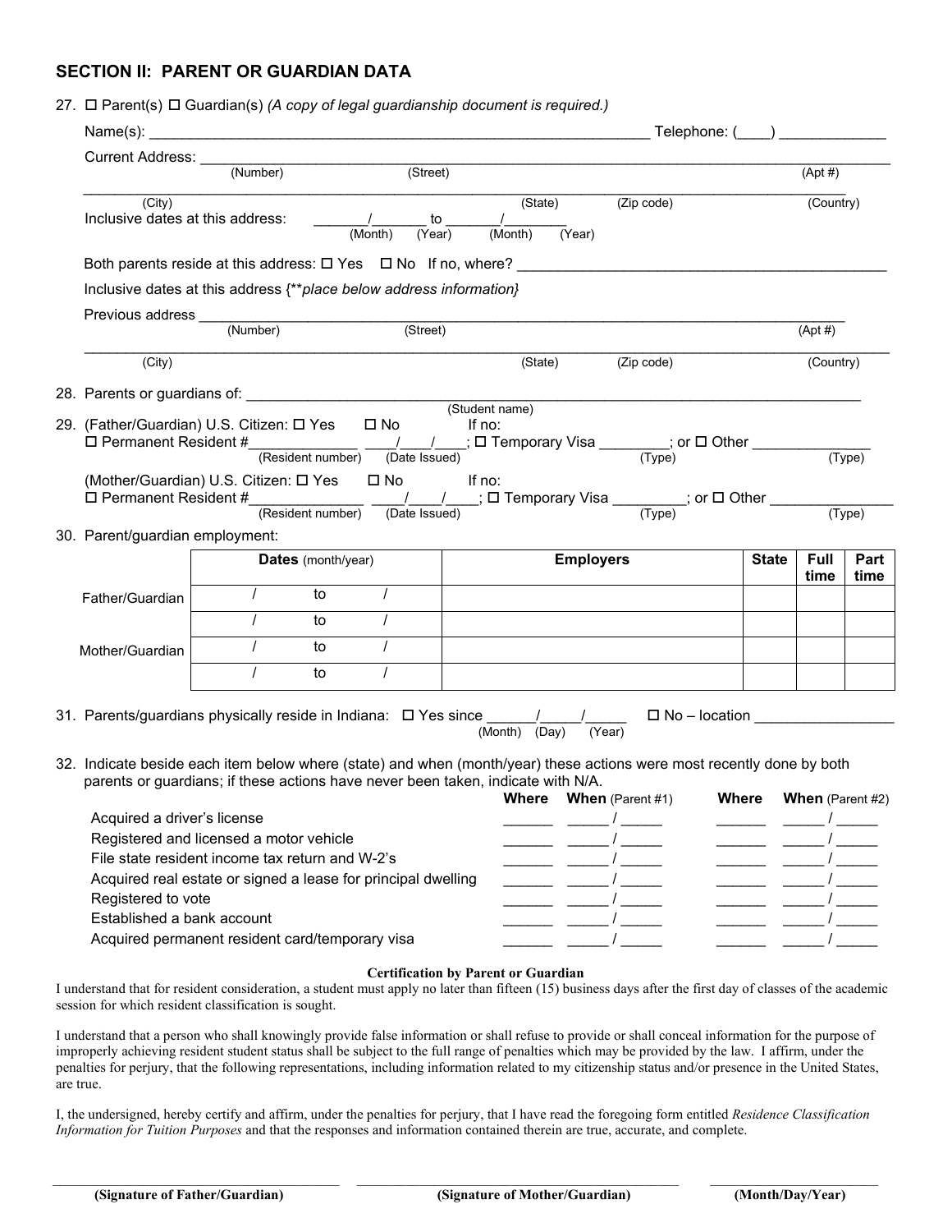## SECTION II: PARENT OR GUARDIAN DATA

27. ☐ Parent(s) ☐ Guardian(s) *(A copy of legal guardianship document is required.)*

Name(s): ______________________________________________________________ Telephone: (____) _____________

Current Address: ______________________________________________________________________________
(Number) (Street) (Apt #)

______________________________________________________________________________________________
(City) (State) (Zip code) (Country)

Inclusive dates at this address: _______/_______ to _______/_______
(Month) (Year) (Month) (Year)

Both parents reside at this address: ☐ Yes ☐ No If no, where? ____________________________________________

Inclusive dates at this address {*\*\*place below address information*}

Previous address ______________________________________________________________________________
(Number) (Street) (Apt #)

______________________________________________________________________________________________
(City) (State) (Zip code) (Country)

28. Parents or guardians of: __________________________________________________________________________
(Student name)

29. (Father/Guardian) U.S. Citizen: ☐ Yes ☐ No If no:
☐ Permanent Resident #_____________ ____/____/____; ☐ Temporary Visa ________; or ☐ Other _______________
(Resident number) (Date Issued) (Type) (Type)

(Mother/Guardian) U.S. Citizen: ☐ Yes ☐ No If no:
☐ Permanent Resident #_____________ ____/____/____; ☐ Temporary Visa ________; or ☐ Other _______________
(Resident number) (Date Issued) (Type) (Type)

30. Parent/guardian employment:

| | **Dates** (month/year) | **Employers** | **State** | **Full time** | **Part time** |
|---|---|---|---|---|---|
| Father/Guardian | / to / | | | | |
| | / to / | | | | |
| Mother/Guardian | / to / | | | | |
| | / to / | | | | |

31. Parents/guardians physically reside in Indiana: ☐ Yes since ______/_____/_____ ☐ No – location _________________
(Month) (Day) (Year)

32. Indicate beside each item below where (state) and when (month/year) these actions were most recently done by both parents or guardians; if these actions have never been taken, indicate with N/A.

| | **Where** | **When** (Parent #1) | **Where** | **When** (Parent #2) |
|---|---|---|---|---|
| Acquired a driver's license | ______ | _____ / _____ | ______ | _____ / _____ |
| Registered and licensed a motor vehicle | ______ | _____ / _____ | ______ | _____ / _____ |
| File state resident income tax return and W-2's | ______ | _____ / _____ | ______ | _____ / _____ |
| Acquired real estate or signed a lease for principal dwelling | ______ | _____ / _____ | ______ | _____ / _____ |
| Registered to vote | ______ | _____ / _____ | ______ | _____ / _____ |
| Established a bank account | ______ | _____ / _____ | ______ | _____ / _____ |
| Acquired permanent resident card/temporary visa | ______ | _____ / _____ | ______ | _____ / _____ |

**Certification by Parent or Guardian**

I understand that for resident consideration, a student must apply no later than fifteen (15) business days after the first day of classes of the academic session for which resident classification is sought.

I understand that a person who shall knowingly provide false information or shall refuse to provide or shall conceal information for the purpose of improperly achieving resident student status shall be subject to the full range of penalties which may be provided by the law. I affirm, under the penalties for perjury, that the following representations, including information related to my citizenship status and/or presence in the United States, are true.

I, the undersigned, hereby certify and affirm, under the penalties for perjury, that I have read the foregoing form entitled *Residence Classification Information for Tuition Purposes* and that the responses and information contained therein are true, accurate, and complete.

_______________________________ _______________________________ _______________________
**(Signature of Father/Guardian)** **(Signature of Mother/Guardian)** **(Month/Day/Year)**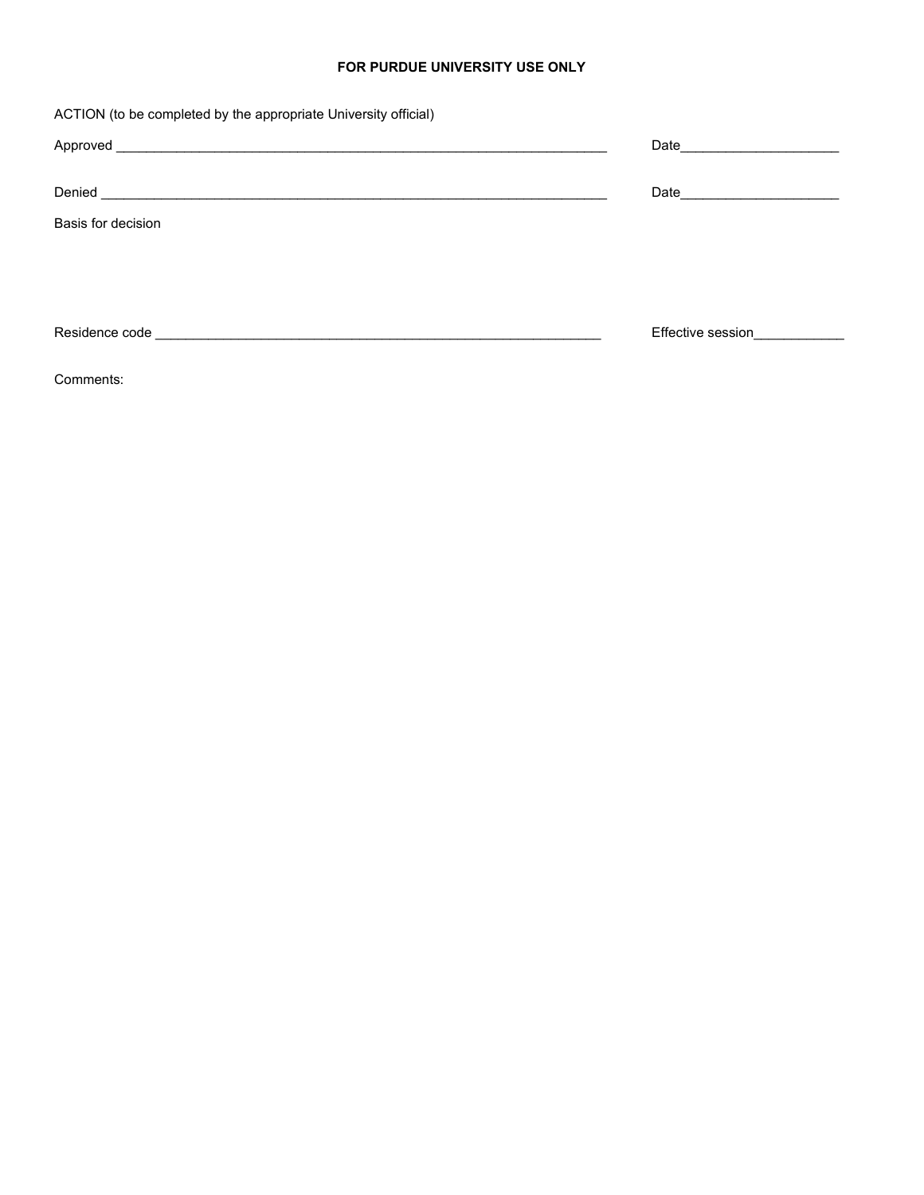**FOR PURDUE UNIVERSITY USE ONLY**

ACTION (to be completed by the appropriate University official)

Approved ___________________________________________________________________ Date____________________

Denied _____________________________________________________________________ Date____________________

Basis for decision

Residence code _____________________________________________________________ Effective session____________

Comments: